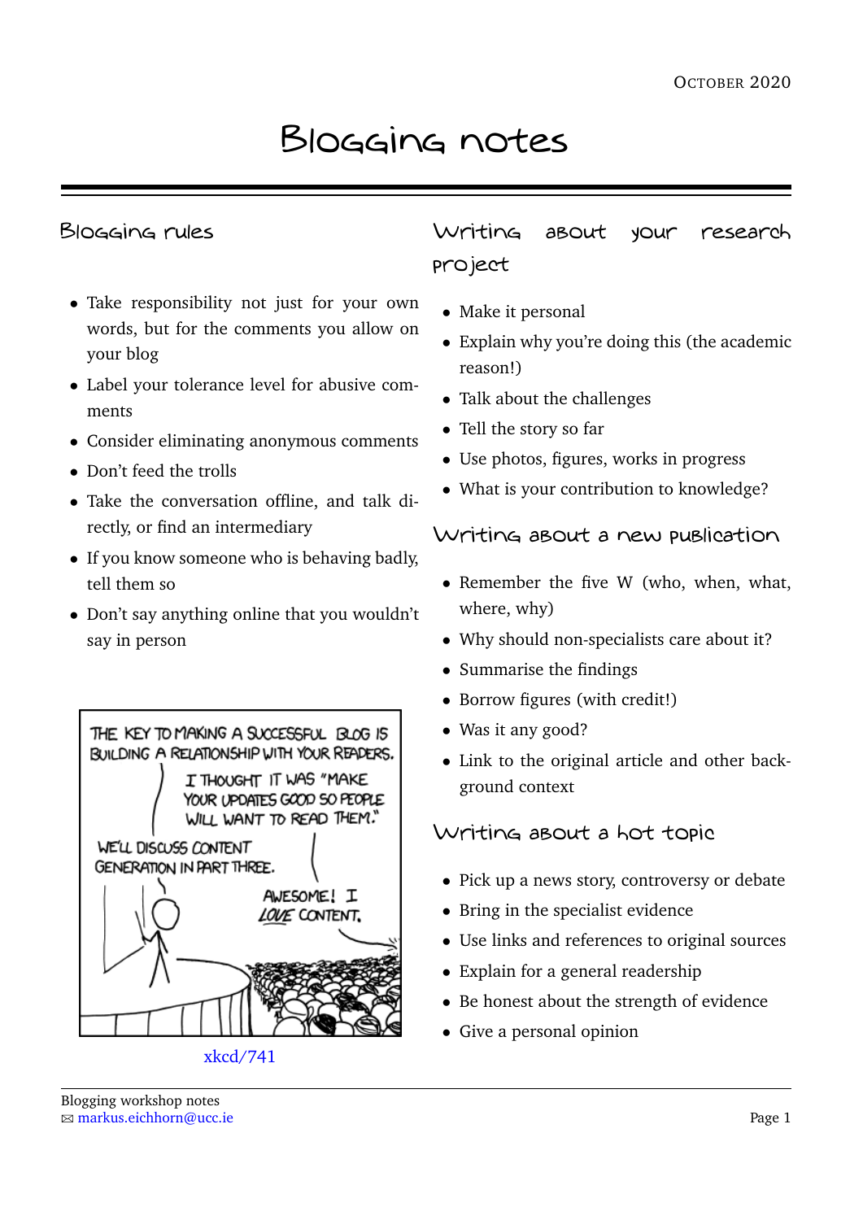October 2020

# Blogging notes

## Blogging rules

- Take responsibility not just for your own words, but for the comments you allow on your blog
- Label your tolerance level for abusive comments
- Consider eliminating anonymous comments
- Don't feed the trolls
- Take the conversation offline, and talk directly, or find an intermediary
- If you know someone who is behaving badly, tell them so
- Don't say anything online that you wouldn't say in person

xkcd/741

## Writing about your research project

- Make it personal
- Explain why you're doing this (the academic reason!)
- Talk about the challenges
- Tell the story so far
- Use photos, figures, works in progress
- What is your contribution to knowledge?

## Writing about a new publication

- Remember the five W (who, when, what, where, why)
- Why should non-specialists care about it?
- Summarise the findings
- Borrow figures (with credit!)
- Was it any good?
- Link to the original article and other background context

## Writing about a hot topic

- Pick up a news story, controversy or debate
- Bring in the specialist evidence
- Use links and references to original sources
- Explain for a general readership
- Be honest about the strength of evidence
- Give a personal opinion

Blogging workshop notes
✉ markus.eichhorn@ucc.ie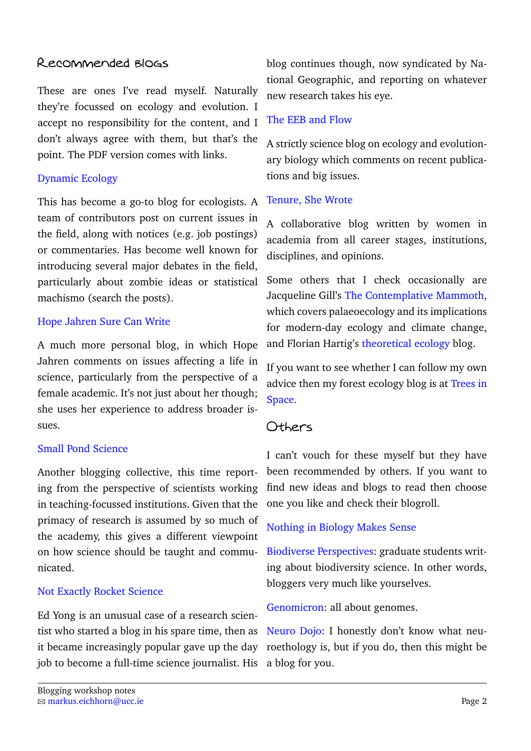## Recommended blogs

These are ones I've read myself. Naturally they're focussed on ecology and evolution. I accept no responsibility for the content, and I don't always agree with them, but that's the point. The PDF version comes with links.

### Dynamic Ecology

This has become a go-to blog for ecologists. A team of contributors post on current issues in the field, along with notices (e.g. job postings) or commentaries. Has become well known for introducing several major debates in the field, particularly about zombie ideas or statistical machismo (search the posts).

### Hope Jahren Sure Can Write

A much more personal blog, in which Hope Jahren comments on issues affecting a life in science, particularly from the perspective of a female academic. It's not just about her though; she uses her experience to address broader issues.

### Small Pond Science

Another blogging collective, this time reporting from the perspective of scientists working in teaching-focussed institutions. Given that the primacy of research is assumed by so much of the academy, this gives a different viewpoint on how science should be taught and communicated.

### Not Exactly Rocket Science

Ed Yong is an unusual case of a research scientist who started a blog in his spare time, then as it became increasingly popular gave up the day job to become a full-time science journalist. His blog continues though, now syndicated by National Geographic, and reporting on whatever new research takes his eye.

### The EEB and Flow

A strictly science blog on ecology and evolutionary biology which comments on recent publications and big issues.

### Tenure, She Wrote

A collaborative blog written by women in academia from all career stages, institutions, disciplines, and opinions.

Some others that I check occasionally are Jacqueline Gill's The Contemplative Mammoth, which covers palaeoecology and its implications for modern-day ecology and climate change, and Florian Hartig's theoretical ecology blog.

If you want to see whether I can follow my own advice then my forest ecology blog is at Trees in Space.

## Others

I can't vouch for these myself but they have been recommended by others. If you want to find new ideas and blogs to read then choose one you like and check their blogroll.

Nothing in Biology Makes Sense

Biodiverse Perspectives: graduate students writing about biodiversity science. In other words, bloggers very much like yourselves.

Genomicron: all about genomes.

Neuro Dojo: I honestly don't know what neuroethology is, but if you do, then this might be a blog for you.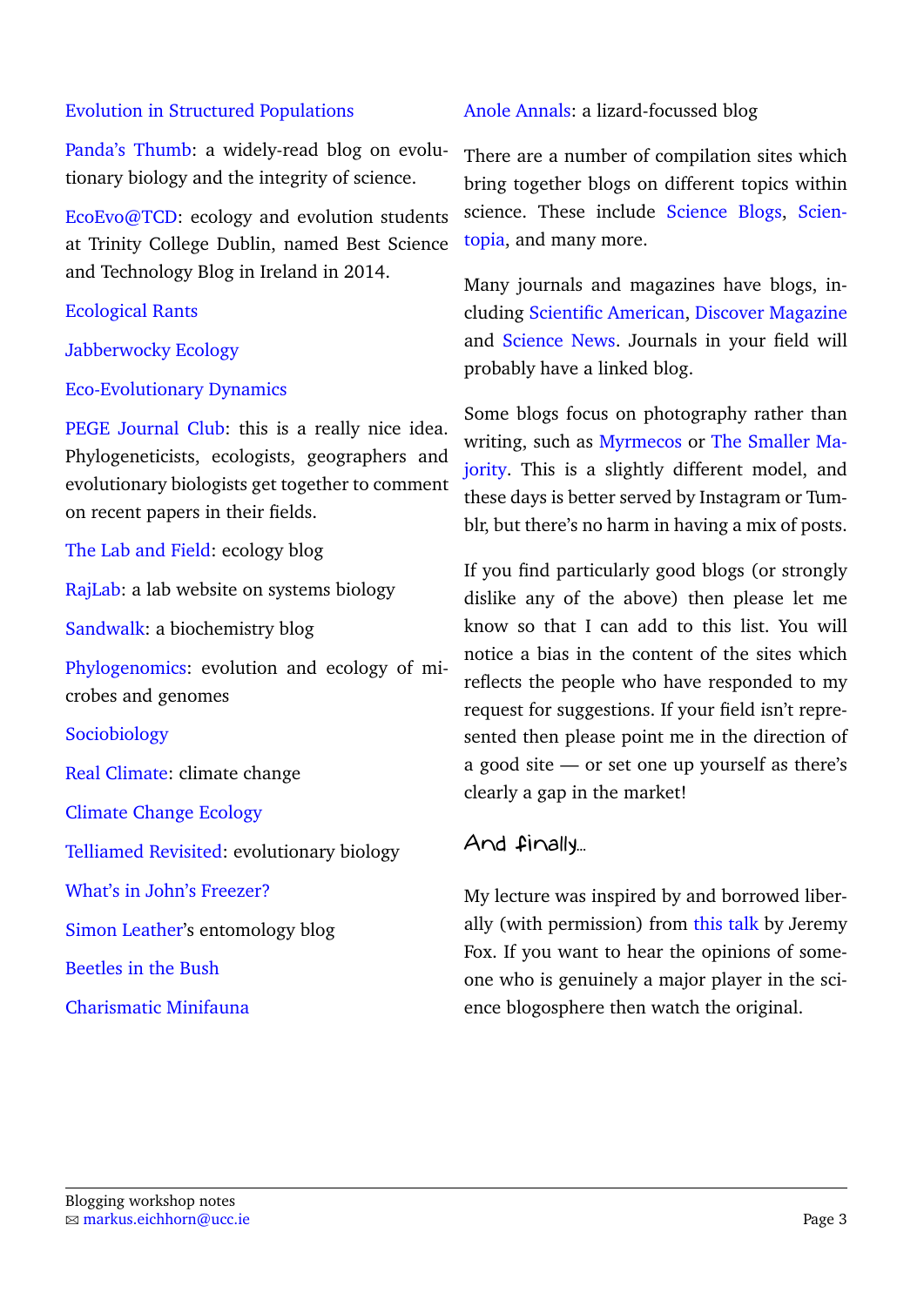Evolution in Structured Populations

Panda's Thumb: a widely-read blog on evolutionary biology and the integrity of science.

EcoEvo@TCD: ecology and evolution students at Trinity College Dublin, named Best Science and Technology Blog in Ireland in 2014.

Ecological Rants

Jabberwocky Ecology

Eco-Evolutionary Dynamics

PEGE Journal Club: this is a really nice idea. Phylogeneticists, ecologists, geographers and evolutionary biologists get together to comment on recent papers in their fields.

The Lab and Field: ecology blog

RajLab: a lab website on systems biology

Sandwalk: a biochemistry blog

Phylogenomics: evolution and ecology of microbes and genomes

Sociobiology

Real Climate: climate change

Climate Change Ecology

Telliamed Revisited: evolutionary biology

What's in John's Freezer?

Simon Leather's entomology blog

Beetles in the Bush

Charismatic Minifauna

Anole Annals: a lizard-focussed blog

There are a number of compilation sites which bring together blogs on different topics within science. These include Science Blogs, Scientopia, and many more.

Many journals and magazines have blogs, including Scientific American, Discover Magazine and Science News. Journals in your field will probably have a linked blog.

Some blogs focus on photography rather than writing, such as Myrmecos or The Smaller Majority. This is a slightly different model, and these days is better served by Instagram or Tumblr, but there's no harm in having a mix of posts.

If you find particularly good blogs (or strongly dislike any of the above) then please let me know so that I can add to this list. You will notice a bias in the content of the sites which reflects the people who have responded to my request for suggestions. If your field isn't represented then please point me in the direction of a good site — or set one up yourself as there's clearly a gap in the market!

## And finally...

My lecture was inspired by and borrowed liberally (with permission) from this talk by Jeremy Fox. If you want to hear the opinions of someone who is genuinely a major player in the science blogosphere then watch the original.